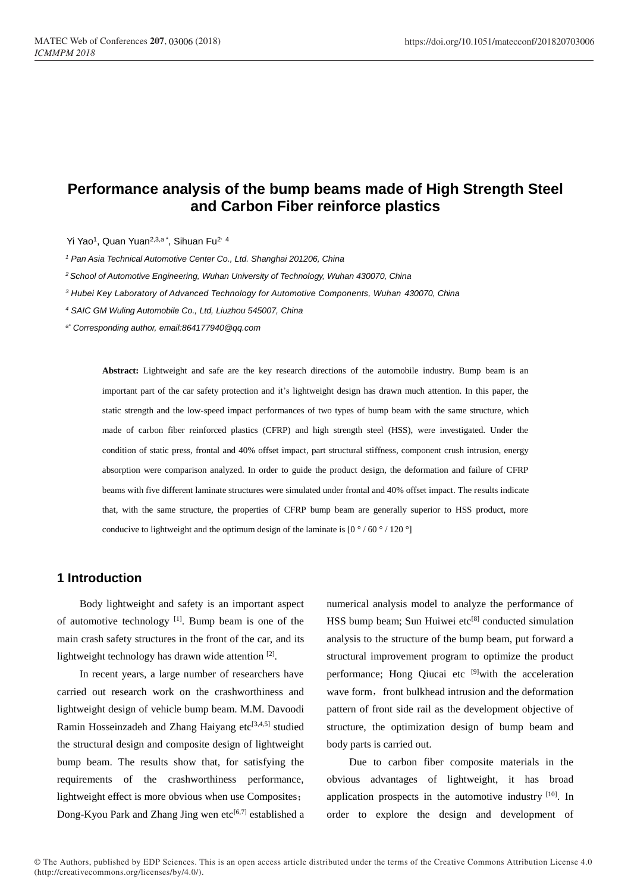# Performance analysis of the bump beams made of High Strength Steel and Carbon Fiber reinforce plastics

Yi Yao[1], Quan Yuan[2,3,a *], Sihuan Fu[2, 4]

*[1] Pan Asia Technical Automotive Center Co., Ltd. Shanghai 201206, China*

*[2] School of Automotive Engineering, Wuhan University of Technology, Wuhan 430070, China*

*[3] Hubei Key Laboratory of Advanced Technology for Automotive Components, Wuhan 430070, China*

*[4] SAIC GM Wuling Automobile Co., Ltd, Liuzhou 545007, China*

*[a*] Corresponding author, email:864177940@qq.com*

**Abstract:** Lightweight and safe are the key research directions of the automobile industry. Bump beam is an important part of the car safety protection and it's lightweight design has drawn much attention. In this paper, the static strength and the low-speed impact performances of two types of bump beam with the same structure, which made of carbon fiber reinforced plastics (CFRP) and high strength steel (HSS), were investigated. Under the condition of static press, frontal and 40% offset impact, part structural stiffness, component crush intrusion, energy absorption were comparison analyzed. In order to guide the product design, the deformation and failure of CFRP beams with five different laminate structures were simulated under frontal and 40% offset impact. The results indicate that, with the same structure, the properties of CFRP bump beam are generally superior to HSS product, more conducive to lightweight and the optimum design of the laminate is [0 ° / 60 ° / 120 °]

## 1 Introduction

Body lightweight and safety is an important aspect of automotive technology [1]. Bump beam is one of the main crash safety structures in the front of the car, and its lightweight technology has drawn wide attention [2].

In recent years, a large number of researchers have carried out research work on the crashworthiness and lightweight design of vehicle bump beam. M.M. Davoodi Ramin Hosseinzadeh and Zhang Haiyang etc[3,4,5] studied the structural design and composite design of lightweight bump beam. The results show that, for satisfying the requirements of the crashworthiness performance, lightweight effect is more obvious when use Composites； Dong-Kyou Park and Zhang Jing wen etc[6,7] established a numerical analysis model to analyze the performance of HSS bump beam; Sun Huiwei etc[8] conducted simulation analysis to the structure of the bump beam, put forward a structural improvement program to optimize the product performance; Hong Qiucai etc [9]with the acceleration wave form，front bulkhead intrusion and the deformation pattern of front side rail as the development objective of structure, the optimization design of bump beam and body parts is carried out.

Due to carbon fiber composite materials in the obvious advantages of lightweight, it has broad application prospects in the automotive industry [10]. In order to explore the design and development of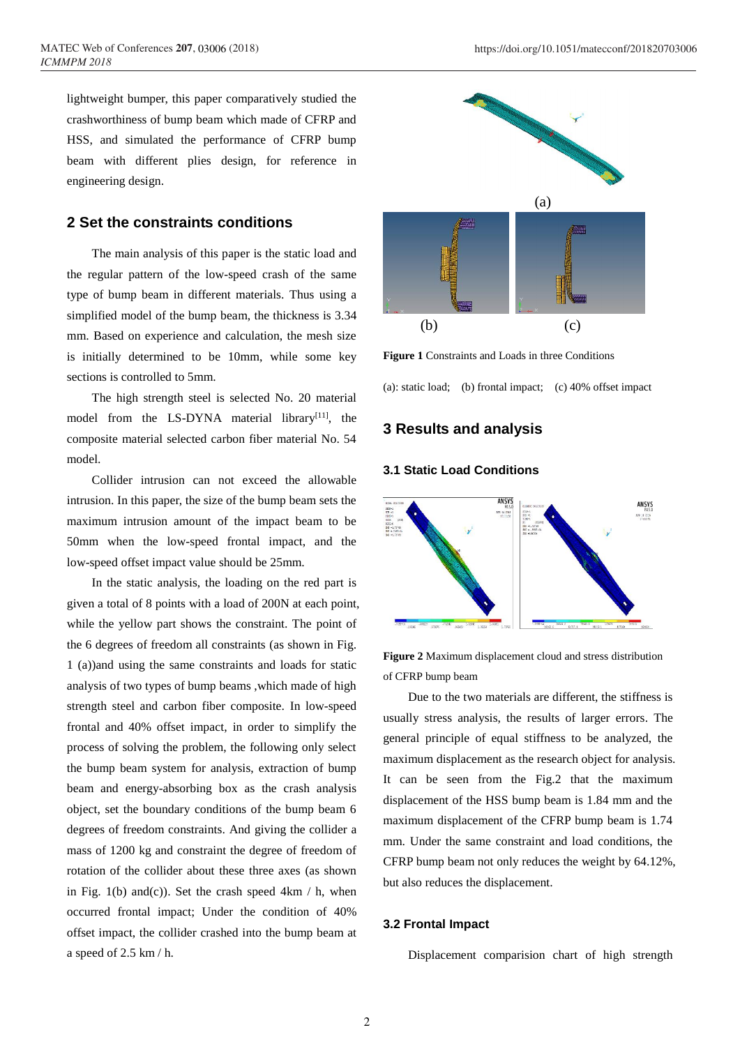lightweight bumper, this paper comparatively studied the crashworthiness of bump beam which made of CFRP and HSS, and simulated the performance of CFRP bump beam with different plies design, for reference in engineering design.

## 2 Set the constraints conditions

The main analysis of this paper is the static load and the regular pattern of the low-speed crash of the same type of bump beam in different materials. Thus using a simplified model of the bump beam, the thickness is 3.34 mm. Based on experience and calculation, the mesh size is initially determined to be 10mm, while some key sections is controlled to 5mm.

The high strength steel is selected No. 20 material model from the LS-DYNA material library[11], the composite material selected carbon fiber material No. 54 model.

Collider intrusion can not exceed the allowable intrusion. In this paper, the size of the bump beam sets the maximum intrusion amount of the impact beam to be 50mm when the low-speed frontal impact, and the low-speed offset impact value should be 25mm.

In the static analysis, the loading on the red part is given a total of 8 points with a load of 200N at each point, while the yellow part shows the constraint. The point of the 6 degrees of freedom all constraints (as shown in Fig. 1 (a))and using the same constraints and loads for static analysis of two types of bump beams ,which made of high strength steel and carbon fiber composite. In low-speed frontal and 40% offset impact, in order to simplify the process of solving the problem, the following only select the bump beam system for analysis, extraction of bump beam and energy-absorbing box as the crash analysis object, set the boundary conditions of the bump beam 6 degrees of freedom constraints. And giving the collider a mass of 1200 kg and constraint the degree of freedom of rotation of the collider about these three axes (as shown in Fig. 1(b) and(c)). Set the crash speed 4km / h, when occurred frontal impact; Under the condition of 40% offset impact, the collider crashed into the bump beam at a speed of 2.5 km / h.

(a)

(b) (c)

**Figure 1** Constraints and Loads in three Conditions

(a): static load; (b) frontal impact; (c) 40% offset impact

## 3 Results and analysis

### 3.1 Static Load Conditions

**Figure 2** Maximum displacement cloud and stress distribution of CFRP bump beam

Due to the two materials are different, the stiffness is usually stress analysis, the results of larger errors. The general principle of equal stiffness to be analyzed, the maximum displacement as the research object for analysis. It can be seen from the Fig.2 that the maximum displacement of the HSS bump beam is 1.84 mm and the maximum displacement of the CFRP bump beam is 1.74 mm. Under the same constraint and load conditions, the CFRP bump beam not only reduces the weight by 64.12%, but also reduces the displacement.

### 3.2 Frontal Impact

Displacement comparision chart of high strength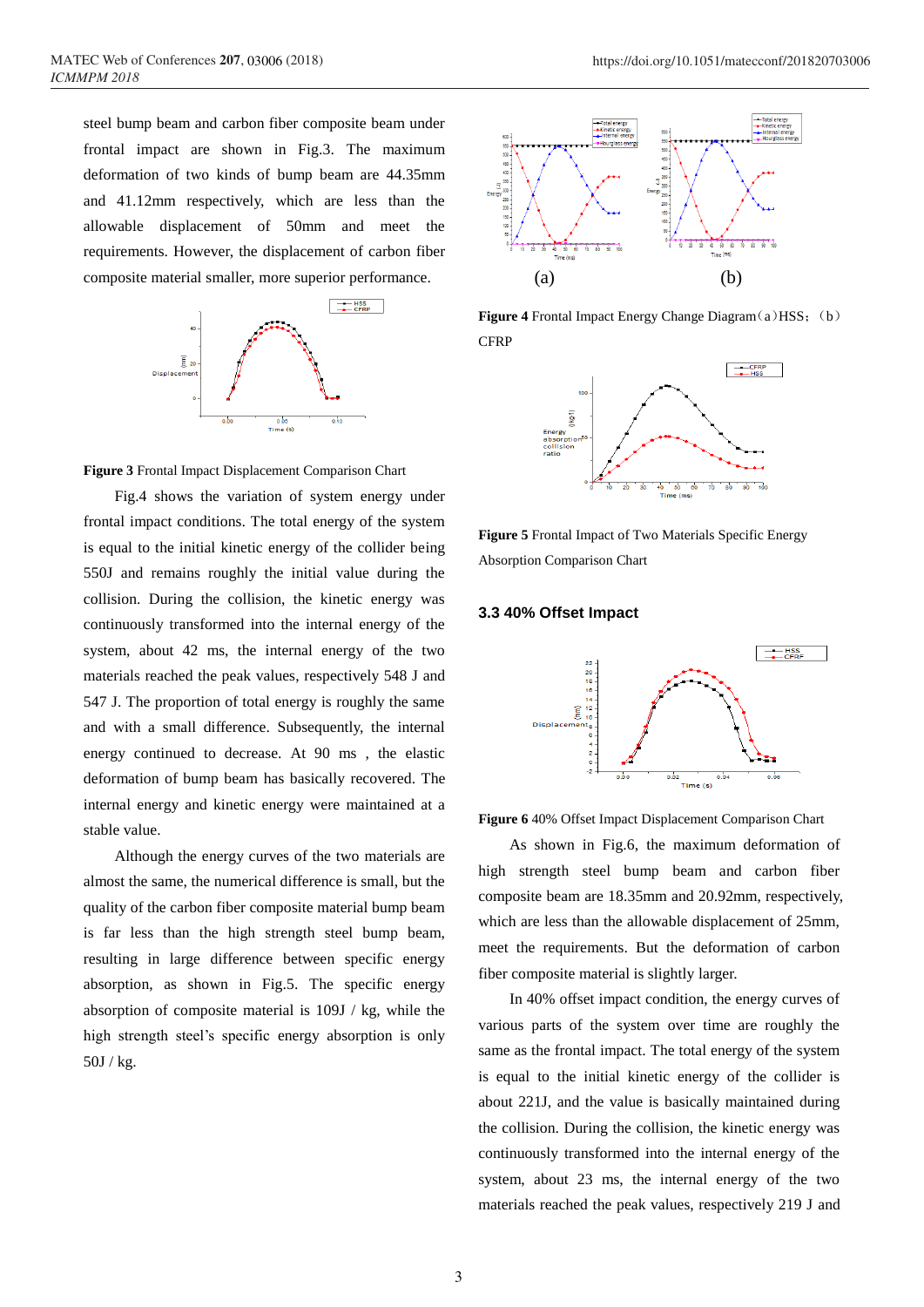steel bump beam and carbon fiber composite beam under frontal impact are shown in Fig.3. The maximum deformation of two kinds of bump beam are 44.35mm and 41.12mm respectively, which are less than the allowable displacement of 50mm and meet the requirements. However, the displacement of carbon fiber composite material smaller, more superior performance.

**Figure 3** Frontal Impact Displacement Comparison Chart

Fig.4 shows the variation of system energy under frontal impact conditions. The total energy of the system is equal to the initial kinetic energy of the collider being 550J and remains roughly the initial value during the collision. During the collision, the kinetic energy was continuously transformed into the internal energy of the system, about 42 ms, the internal energy of the two materials reached the peak values, respectively 548 J and 547 J. The proportion of total energy is roughly the same and with a small difference. Subsequently, the internal energy continued to decrease. At 90 ms , the elastic deformation of bump beam has basically recovered. The internal energy and kinetic energy were maintained at a stable value.

Although the energy curves of the two materials are almost the same, the numerical difference is small, but the quality of the carbon fiber composite material bump beam is far less than the high strength steel bump beam, resulting in large difference between specific energy absorption, as shown in Fig.5. The specific energy absorption of composite material is 109J / kg, while the high strength steel's specific energy absorption is only 50J / kg.

(a) (b)

**Figure 4** Frontal Impact Energy Change Diagram（a）HSS；（b）CFRP

**Figure 5** Frontal Impact of Two Materials Specific Energy Absorption Comparison Chart

### 3.3 40% Offset Impact

**Figure 6** 40% Offset Impact Displacement Comparison Chart

As shown in Fig.6, the maximum deformation of high strength steel bump beam and carbon fiber composite beam are 18.35mm and 20.92mm, respectively, which are less than the allowable displacement of 25mm, meet the requirements. But the deformation of carbon fiber composite material is slightly larger.

In 40% offset impact condition, the energy curves of various parts of the system over time are roughly the same as the frontal impact. The total energy of the system is equal to the initial kinetic energy of the collider is about 221J, and the value is basically maintained during the collision. During the collision, the kinetic energy was continuously transformed into the internal energy of the system, about 23 ms, the internal energy of the two materials reached the peak values, respectively 219 J and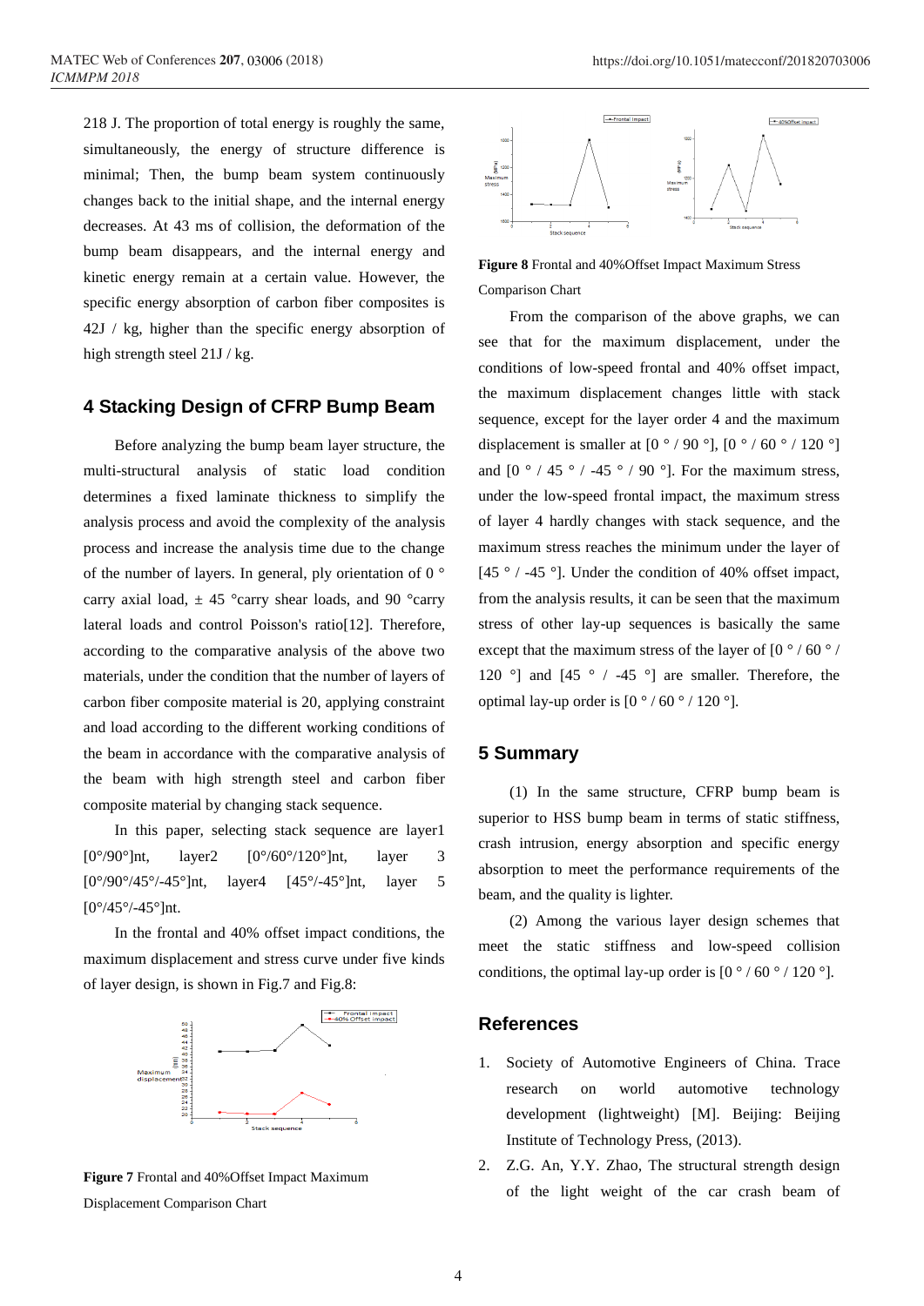218 J. The proportion of total energy is roughly the same, simultaneously, the energy of structure difference is minimal; Then, the bump beam system continuously changes back to the initial shape, and the internal energy decreases. At 43 ms of collision, the deformation of the bump beam disappears, and the internal energy and kinetic energy remain at a certain value. However, the specific energy absorption of carbon fiber composites is 42J / kg, higher than the specific energy absorption of high strength steel 21J / kg.

## 4 Stacking Design of CFRP Bump Beam

Before analyzing the bump beam layer structure, the multi-structural analysis of static load condition determines a fixed laminate thickness to simplify the analysis process and avoid the complexity of the analysis process and increase the analysis time due to the change of the number of layers. In general, ply orientation of 0 ° carry axial load, ± 45 °carry shear loads, and 90 °carry lateral loads and control Poisson's ratio[12]. Therefore, according to the comparative analysis of the above two materials, under the condition that the number of layers of carbon fiber composite material is 20, applying constraint and load according to the different working conditions of the beam in accordance with the comparative analysis of the beam with high strength steel and carbon fiber composite material by changing stack sequence.

In this paper, selecting stack sequence are layer1 [0°/90°]nt, layer2 [0°/60°/120°]nt, layer 3 [0°/90°/45°/-45°]nt, layer4 [45°/-45°]nt, layer 5 [0°/45°/-45°]nt.

In the frontal and 40% offset impact conditions, the maximum displacement and stress curve under five kinds of layer design, is shown in Fig.7 and Fig.8:

**Figure 7** Frontal and 40%Offset Impact Maximum Displacement Comparison Chart

**Figure 8** Frontal and 40%Offset Impact Maximum Stress Comparison Chart

From the comparison of the above graphs, we can see that for the maximum displacement, under the conditions of low-speed frontal and 40% offset impact, the maximum displacement changes little with stack sequence, except for the layer order 4 and the maximum displacement is smaller at [0 ° / 90 °], [0 ° / 60 ° / 120 °] and [0 ° / 45 ° / -45 ° / 90 °]. For the maximum stress, under the low-speed frontal impact, the maximum stress of layer 4 hardly changes with stack sequence, and the maximum stress reaches the minimum under the layer of [45 ° / -45 °]. Under the condition of 40% offset impact, from the analysis results, it can be seen that the maximum stress of other lay-up sequences is basically the same except that the maximum stress of the layer of [0 ° / 60 ° / 120 °] and [45 ° / -45 °] are smaller. Therefore, the optimal lay-up order is [0 ° / 60 ° / 120 °].

## 5 Summary

(1) In the same structure, CFRP bump beam is superior to HSS bump beam in terms of static stiffness, crash intrusion, energy absorption and specific energy absorption to meet the performance requirements of the beam, and the quality is lighter.

(2) Among the various layer design schemes that meet the static stiffness and low-speed collision conditions, the optimal lay-up order is [0 ° / 60 ° / 120 °].

## References

1. Society of Automotive Engineers of China. Trace research on world automotive technology development (lightweight) [M]. Beijing: Beijing Institute of Technology Press, (2013).
2. Z.G. An, Y.Y. Zhao, The structural strength design of the light weight of the car crash beam of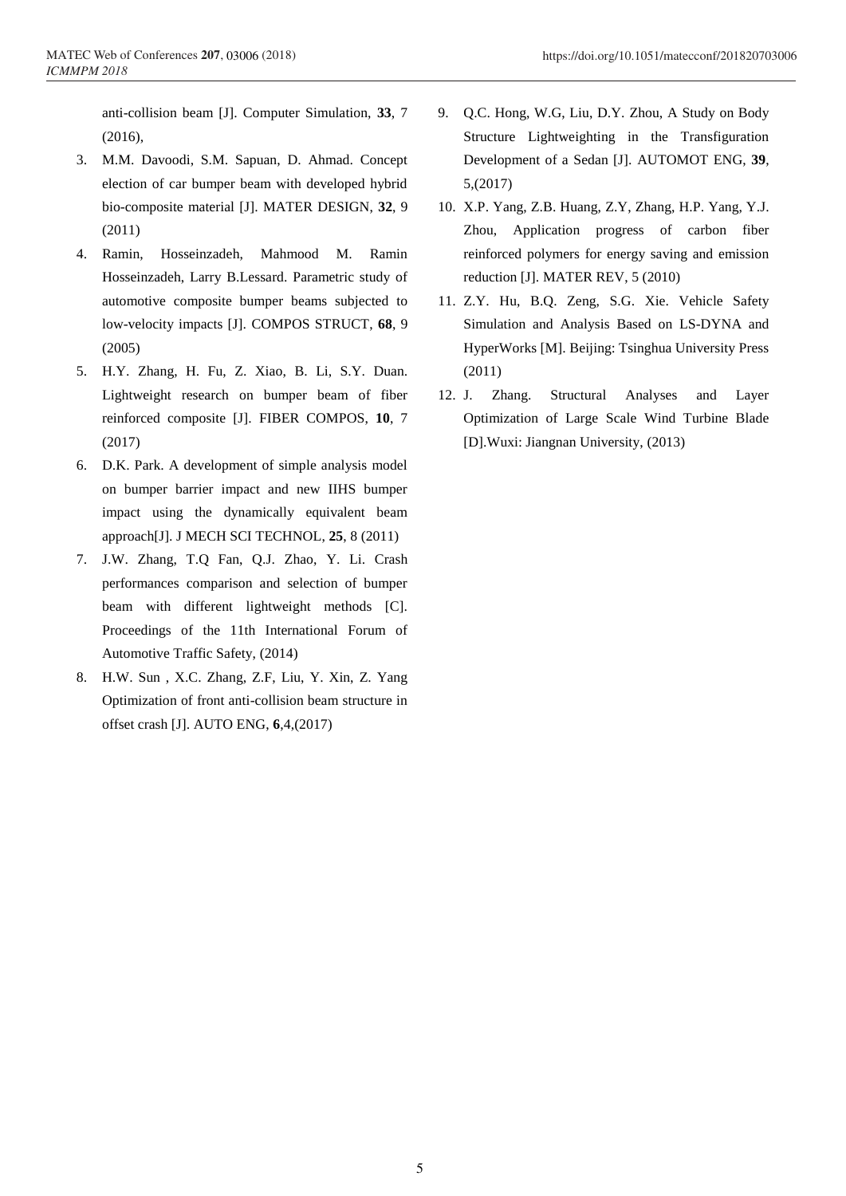anti-collision beam [J]. Computer Simulation, **33**, 7 (2016),

3. M.M. Davoodi, S.M. Sapuan, D. Ahmad. Concept election of car bumper beam with developed hybrid bio-composite material [J]. MATER DESIGN, **32**, 9 (2011)
4. Ramin, Hosseinzadeh, Mahmood M. Ramin Hosseinzadeh, Larry B.Lessard. Parametric study of automotive composite bumper beams subjected to low-velocity impacts [J]. COMPOS STRUCT, **68**, 9 (2005)
5. H.Y. Zhang, H. Fu, Z. Xiao, B. Li, S.Y. Duan. Lightweight research on bumper beam of fiber reinforced composite [J]. FIBER COMPOS, **10**, 7 (2017)
6. D.K. Park. A development of simple analysis model on bumper barrier impact and new IIHS bumper impact using the dynamically equivalent beam approach[J]. J MECH SCI TECHNOL, **25**, 8 (2011)
7. J.W. Zhang, T.Q Fan, Q.J. Zhao, Y. Li. Crash performances comparison and selection of bumper beam with different lightweight methods [C]. Proceedings of the 11th International Forum of Automotive Traffic Safety, (2014)
8. H.W. Sun , X.C. Zhang, Z.F, Liu, Y. Xin, Z. Yang Optimization of front anti-collision beam structure in offset crash [J]. AUTO ENG, **6**,4,(2017)
9. Q.C. Hong, W.G, Liu, D.Y. Zhou, A Study on Body Structure Lightweighting in the Transfiguration Development of a Sedan [J]. AUTOMOT ENG, **39**, 5,(2017)
10. X.P. Yang, Z.B. Huang, Z.Y, Zhang, H.P. Yang, Y.J. Zhou, Application progress of carbon fiber reinforced polymers for energy saving and emission reduction [J]. MATER REV, 5 (2010)
11. Z.Y. Hu, B.Q. Zeng, S.G. Xie. Vehicle Safety Simulation and Analysis Based on LS-DYNA and HyperWorks [M]. Beijing: Tsinghua University Press (2011)
12. J. Zhang. Structural Analyses and Layer Optimization of Large Scale Wind Turbine Blade [D].Wuxi: Jiangnan University, (2013)